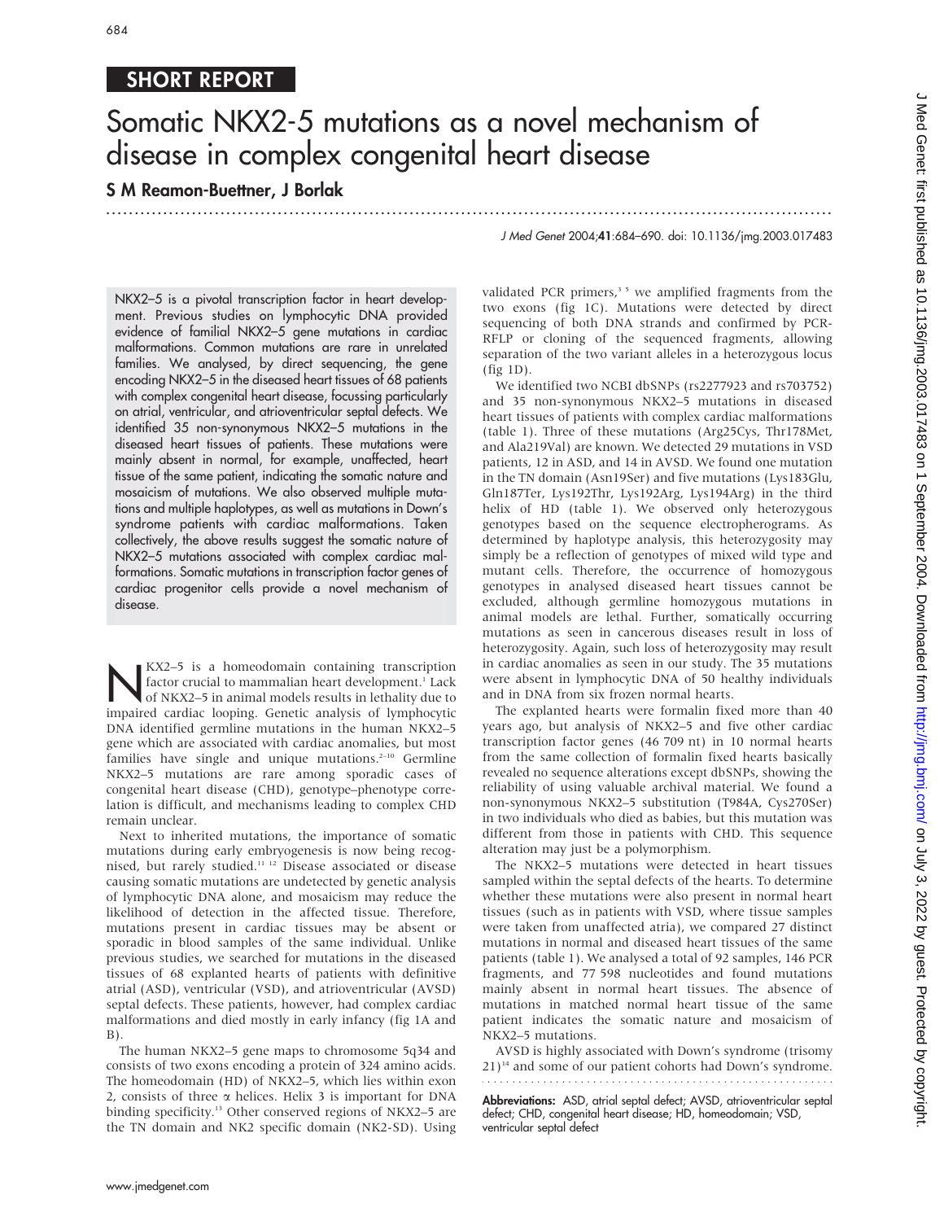SHORT REPORT

# Somatic NKX2-5 mutations as a novel mechanism of disease in complex congenital heart disease

**S M Reamon-Buettner, J Borlak**

*J Med Genet* 2004;**41**:684–690. doi: 10.1136/jmg.2003.017483

NKX2–5 is a pivotal transcription factor in heart development. Previous studies on lymphocytic DNA provided evidence of familial NKX2–5 gene mutations in cardiac malformations. Common mutations are rare in unrelated families. We analysed, by direct sequencing, the gene encoding NKX2–5 in the diseased heart tissues of 68 patients with complex congenital heart disease, focussing particularly on atrial, ventricular, and atrioventricular septal defects. We identified 35 non-synonymous NKX2–5 mutations in the diseased heart tissues of patients. These mutations were mainly absent in normal, for example, unaffected, heart tissue of the same patient, indicating the somatic nature and mosaicism of mutations. We also observed multiple mutations and multiple haplotypes, as well as mutations in Down's syndrome patients with cardiac malformations. Taken collectively, the above results suggest the somatic nature of NKX2–5 mutations associated with complex cardiac malformations. Somatic mutations in transcription factor genes of cardiac progenitor cells provide a novel mechanism of disease.

NKX2–5 is a homeodomain containing transcription factor crucial to mammalian heart development.[1] Lack of NKX2–5 in animal models results in lethality due to impaired cardiac looping. Genetic analysis of lymphocytic DNA identified germline mutations in the human NKX2–5 gene which are associated with cardiac anomalies, but most families have single and unique mutations.[2–10] Germline NKX2–5 mutations are rare among sporadic cases of congenital heart disease (CHD), genotype–phenotype correlation is difficult, and mechanisms leading to complex CHD remain unclear.

Next to inherited mutations, the importance of somatic mutations during early embryogenesis is now being recognised, but rarely studied.[11 12] Disease associated or disease causing somatic mutations are undetected by genetic analysis of lymphocytic DNA alone, and mosaicism may reduce the likelihood of detection in the affected tissue. Therefore, mutations present in cardiac tissues may be absent or sporadic in blood samples of the same individual. Unlike previous studies, we searched for mutations in the diseased tissues of 68 explanted hearts of patients with definitive atrial (ASD), ventricular (VSD), and atrioventricular (AVSD) septal defects. These patients, however, had complex cardiac malformations and died mostly in early infancy (fig 1A and B).

The human NKX2–5 gene maps to chromosome 5q34 and consists of two exons encoding a protein of 324 amino acids. The homeodomain (HD) of NKX2–5, which lies within exon 2, consists of three α helices. Helix 3 is important for DNA binding specificity.[13] Other conserved regions of NKX2–5 are the TN domain and NK2 specific domain (NK2-SD). Using validated PCR primers,[3 5] we amplified fragments from the two exons (fig 1C). Mutations were detected by direct sequencing of both DNA strands and confirmed by PCR-RFLP or cloning of the sequenced fragments, allowing separation of the two variant alleles in a heterozygous locus (fig 1D).

We identified two NCBI dbSNPs (rs2277923 and rs703752) and 35 non-synonymous NKX2–5 mutations in diseased heart tissues of patients with complex cardiac malformations (table 1). Three of these mutations (Arg25Cys, Thr178Met, and Ala219Val) are known. We detected 29 mutations in VSD patients, 12 in ASD, and 14 in AVSD. We found one mutation in the TN domain (Asn19Ser) and five mutations (Lys183Glu, Gln187Ter, Lys192Thr, Lys192Arg, Lys194Arg) in the third helix of HD (table 1). We observed only heterozygous genotypes based on the sequence electropherograms. As determined by haplotype analysis, this heterozygosity may simply be a reflection of genotypes of mixed wild type and mutant cells. Therefore, the occurrence of homozygous genotypes in analysed diseased heart tissues cannot be excluded, although germline homozygous mutations in animal models are lethal. Further, somatically occurring mutations as seen in cancerous diseases result in loss of heterozygosity. Again, such loss of heterozygosity may result in cardiac anomalies as seen in our study. The 35 mutations were absent in lymphocytic DNA of 50 healthy individuals and in DNA from six frozen normal hearts.

The explanted hearts were formalin fixed more than 40 years ago, but analysis of NKX2–5 and five other cardiac transcription factor genes (46 709 nt) in 10 normal hearts from the same collection of formalin fixed hearts basically revealed no sequence alterations except dbSNPs, showing the reliability of using valuable archival material. We found a non-synonymous NKX2–5 substitution (T984A, Cys270Ser) in two individuals who died as babies, but this mutation was different from those in patients with CHD. This sequence alteration may just be a polymorphism.

The NKX2–5 mutations were detected in heart tissues sampled within the septal defects of the hearts. To determine whether these mutations were also present in normal heart tissues (such as in patients with VSD, where tissue samples were taken from unaffected atria), we compared 27 distinct mutations in normal and diseased heart tissues of the same patients (table 1). We analysed a total of 92 samples, 146 PCR fragments, and 77 598 nucleotides and found mutations mainly absent in normal heart tissues. The absence of mutations in matched normal heart tissue of the same patient indicates the somatic nature and mosaicism of NKX2–5 mutations.

AVSD is highly associated with Down's syndrome (trisomy 21)[14] and some of our patient cohorts had Down's syndrome.

**Abbreviations:** ASD, atrial septal defect; AVSD, atrioventricular septal defect; CHD, congenital heart disease; HD, homeodomain; VSD, ventricular septal defect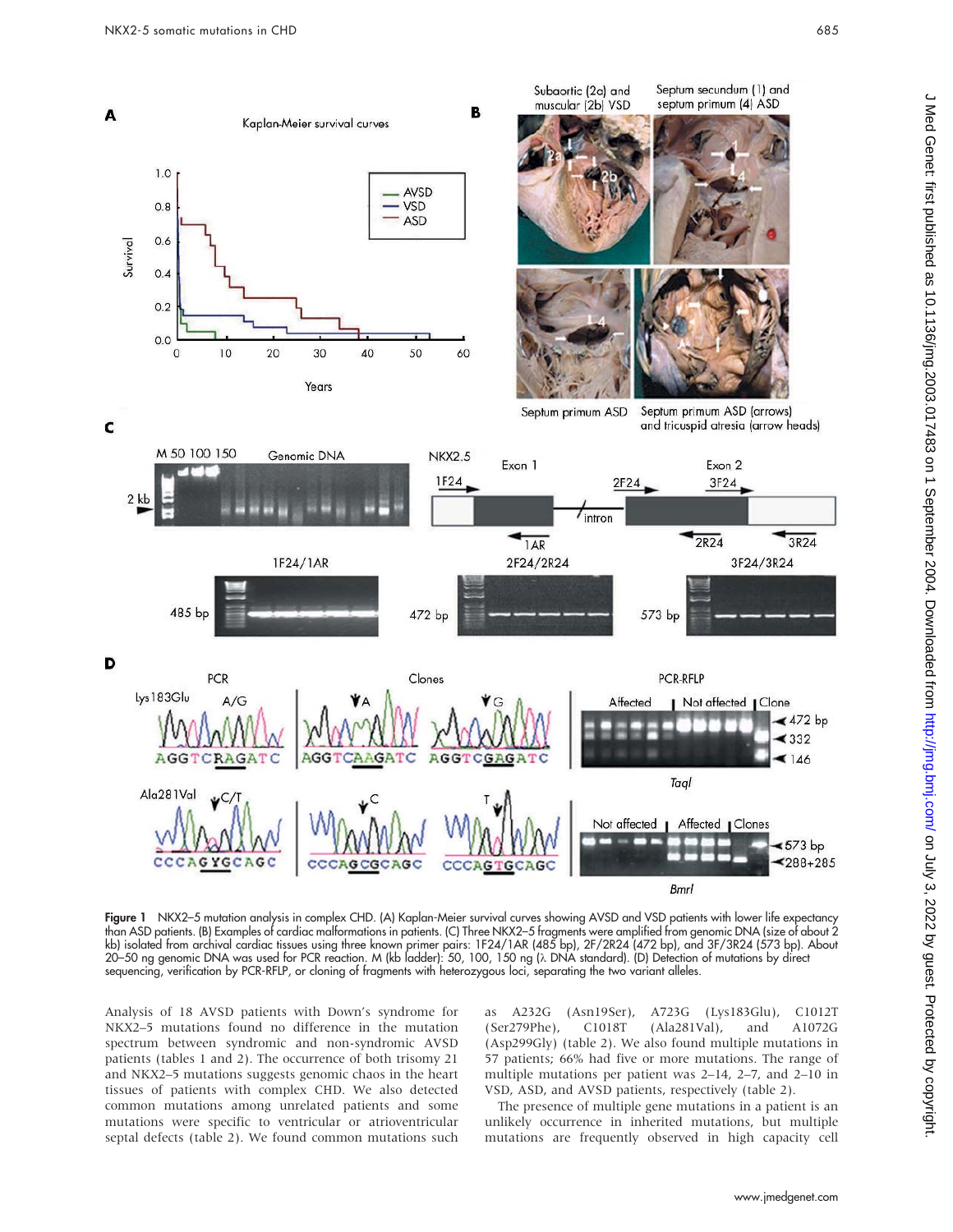**Figure 1** NKX2–5 mutation analysis in complex CHD. (A) Kaplan-Meier survival curves showing AVSD and VSD patients with lower life expectancy than ASD patients. (B) Examples of cardiac malformations in patients. (C) Three NKX2–5 fragments were amplified from genomic DNA (size of about 2 kb) isolated from archival cardiac tissues using three known primer pairs: 1F24/1AR (485 bp), 2F/2R24 (472 bp), and 3F/3R24 (573 bp). About 20–50 ng genomic DNA was used for PCR reaction. M (kb ladder): 50, 100, 150 ng (λ DNA standard). (D) Detection of mutations by direct sequencing, verification by PCR-RFLP, or cloning of fragments with heterozygous loci, separating the two variant alleles.

Analysis of 18 AVSD patients with Down's syndrome for NKX2–5 mutations found no difference in the mutation spectrum between syndromic and non-syndromic AVSD patients (tables 1 and 2). The occurrence of both trisomy 21 and NKX2–5 mutations suggests genomic chaos in the heart tissues of patients with complex CHD. We also detected common mutations among unrelated patients and some mutations were specific to ventricular or atrioventricular septal defects (table 2). We found common mutations such as A232G (Asn19Ser), A723G (Lys183Glu), C1012T (Ser279Phe), C1018T (Ala281Val), and A1072G (Asp299Gly) (table 2). We also found multiple mutations in 57 patients; 66% had five or more mutations. The range of multiple mutations per patient was 2–14, 2–7, and 2–10 in VSD, ASD, and AVSD patients, respectively (table 2).

The presence of multiple gene mutations in a patient is an unlikely occurrence in inherited mutations, but multiple mutations are frequently observed in high capacity cell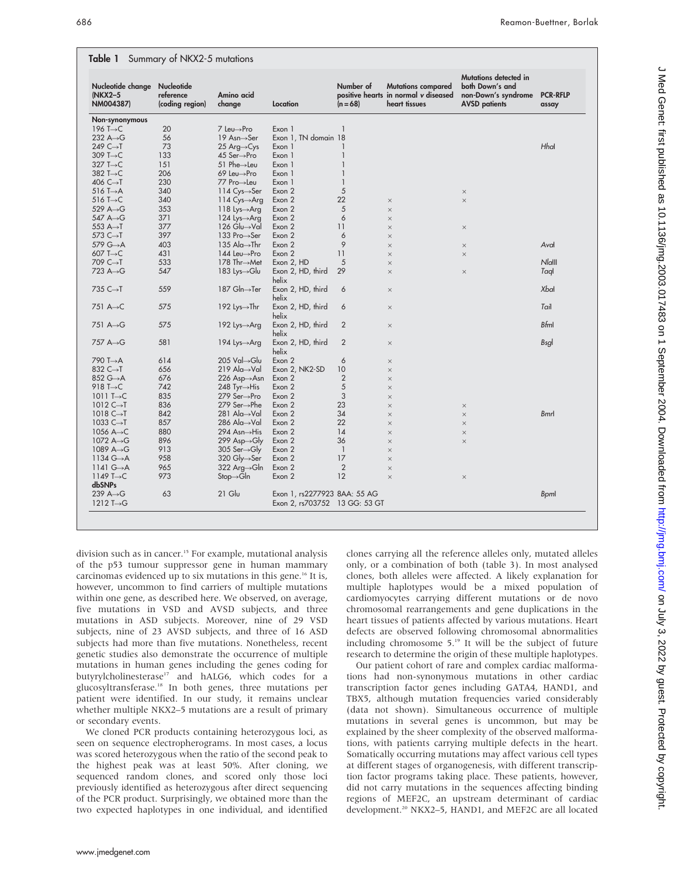**Table 1** Summary of NKX2-5 mutations

| Nucleotide change (NKX2–5 NM004387) | Nucleotide reference (coding region) | Amino acid change | Location | Number of positive hearts (n = 68) | Mutations compared in normal v diseased heart tissues | Mutations detected in both Down's and non-Down's syndrome AVSD patients | PCR-RFLP assay |
|---|---|---|---|---|---|---|---|
| **Non-synonymous** | | | | | | | |
| 196 T→C | 20 | 7 Leu→Pro | Exon 1 | 1 | | | |
| 232 A→G | 56 | 19 Asn→Ser | Exon 1, TN domain | 18 | | | |
| 249 C→T | 73 | 25 Arg→Cys | Exon 1 | 1 | | | *Hha*I |
| 309 T→C | 133 | 45 Ser→Pro | Exon 1 | 1 | | | |
| 327 T→C | 151 | 51 Phe→Leu | Exon 1 | 1 | | | |
| 382 T→C | 206 | 69 Leu→Pro | Exon 1 | 1 | | | |
| 406 C→T | 230 | 77 Pro→Leu | Exon 1 | 1 | | | |
| 516 T→A | 340 | 114 Cys→Ser | Exon 2 | 5 | | × | |
| 516 T→C | 340 | 114 Cys→Arg | Exon 2 | 22 | × | × | |
| 529 A→G | 353 | 118 Lys→Arg | Exon 2 | 5 | × | | |
| 547 A→G | 371 | 124 Lys→Arg | Exon 2 | 6 | × | | |
| 553 A→T | 377 | 126 Glu→Val | Exon 2 | 11 | × | × | |
| 573 C→T | 397 | 133 Pro→Ser | Exon 2 | 6 | × | | |
| 579 G→A | 403 | 135 Ala→Thr | Exon 2 | 9 | × | × | *Ava*I |
| 607 T→C | 431 | 144 Leu→Pro | Exon 2 | 11 | × | × | |
| 709 C→T | 533 | 178 Thr→Met | Exon 2, HD | 5 | × | | *Nla*III |
| 723 A→G | 547 | 183 Lys→Glu | Exon 2, HD, third helix | 29 | × | × | *Taq*I |
| 735 C→T | 559 | 187 Gln→Ter | Exon 2, HD, third helix | 6 | × | | *Xba*I |
| 751 A→C | 575 | 192 Lys→Thr | Exon 2, HD, third helix | 6 | × | | *Tai*I |
| 751 A→G | 575 | 192 Lys→Arg | Exon 2, HD, third helix | 2 | × | | *Bfm*I |
| 757 A→G | 581 | 194 Lys→Arg | Exon 2, HD, third helix | 2 | × | | *Bsg*I |
| 790 T→A | 614 | 205 Val→Glu | Exon 2 | 6 | × | | |
| 832 C→T | 656 | 219 Ala→Val | Exon 2, NK2-SD | 10 | × | | |
| 852 G→A | 676 | 226 Asp→Asn | Exon 2 | 2 | × | | |
| 918 T→C | 742 | 248 Tyr→His | Exon 2 | 5 | × | | |
| 1011 T→C | 835 | 279 Ser→Pro | Exon 2 | 3 | × | | |
| 1012 C→T | 836 | 279 Ser→Phe | Exon 2 | 23 | × | × | |
| 1018 C→T | 842 | 281 Ala→Val | Exon 2 | 34 | × | × | *Bmr*I |
| 1033 C→T | 857 | 286 Ala→Val | Exon 2 | 22 | × | × | |
| 1056 A→C | 880 | 294 Asn→His | Exon 2 | 14 | × | × | |
| 1072 A→G | 896 | 299 Asp→Gly | Exon 2 | 36 | × | × | |
| 1089 A→G | 913 | 305 Ser→Gly | Exon 2 | 1 | × | | |
| 1134 G→A | 958 | 320 Gly→Ser | Exon 2 | 17 | × | | |
| 1141 G→A | 965 | 322 Arg→Gln | Exon 2 | 2 | × | | |
| 1149 T→C | 973 | Stop→Gln | Exon 2 | 12 | × | × | |
| **dbSNPs** | | | | | | | |
| 239 A→G | 63 | 21 Glu | Exon 1, rs2277923 | 8AA: 55 AG | | | *Bpm*I |
| 1212 T→G | | | Exon 2, rs703752 | 13 GG: 53 GT | | | |

division such as in cancer.[15] For example, mutational analysis of the p53 tumour suppressor gene in human mammary carcinomas evidenced up to six mutations in this gene.[16] It is, however, uncommon to find carriers of multiple mutations within one gene, as described here. We observed, on average, five mutations in VSD and AVSD subjects, and three mutations in ASD subjects. Moreover, nine of 29 VSD subjects, nine of 23 AVSD subjects, and three of 16 ASD subjects had more than five mutations. Nonetheless, recent genetic studies also demonstrate the occurrence of multiple mutations in human genes including the genes coding for butyrylcholinesterase[17] and hALG6, which codes for a glucosyltransferase.[18] In both genes, three mutations per patient were identified. In our study, it remains unclear whether multiple NKX2–5 mutations are a result of primary or secondary events.

We cloned PCR products containing heterozygous loci, as seen on sequence electropherograms. In most cases, a locus was scored heterozygous when the ratio of the second peak to the highest peak was at least 50%. After cloning, we sequenced random clones, and scored only those loci previously identified as heterozygous after direct sequencing of the PCR product. Surprisingly, we obtained more than the two expected haplotypes in one individual, and identified clones carrying all the reference alleles only, mutated alleles only, or a combination of both (table 3). In most analysed clones, both alleles were affected. A likely explanation for multiple haplotypes would be a mixed population of cardiomyocytes carrying different mutations or de novo chromosomal rearrangements and gene duplications in the heart tissues of patients affected by various mutations. Heart defects are observed following chromosomal abnormalities including chromosome 5.[19] It will be the subject of future research to determine the origin of these multiple haplotypes.

Our patient cohort of rare and complex cardiac malformations had non-synonymous mutations in other cardiac transcription factor genes including GATA4, HAND1, and TBX5, although mutation frequencies varied considerably (data not shown). Simultaneous occurrence of multiple mutations in several genes is uncommon, but may be explained by the sheer complexity of the observed malformations, with patients carrying multiple defects in the heart. Somatically occurring mutations may affect various cell types at different stages of organogenesis, with different transcription factor programs taking place. These patients, however, did not carry mutations in the sequences affecting binding regions of MEF2C, an upstream determinant of cardiac development.[20] NKX2–5, HAND1, and MEF2C are all located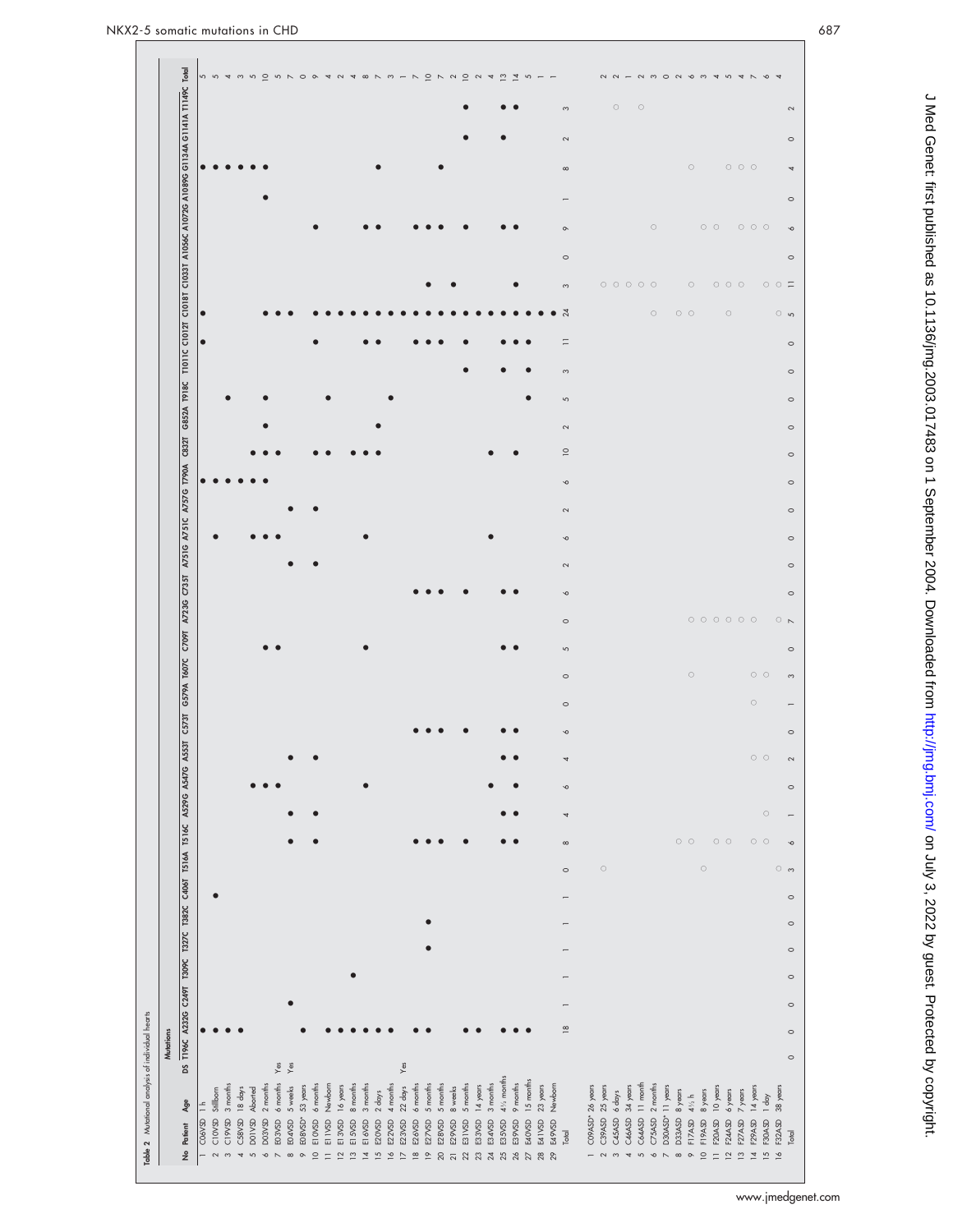**Table 2** Mutational analysis of individual hearts

| No | Patient | Age | DS | T196C | A232G | C249T | T309C | T327C | T382C | C406T | T516A | T516C | A529G | A547G | A553T | C573T | G579A | T607C | C709T | A723G | C735T | A751G | A751C | A757G | T790A | C832T | G852A | T918C | T1011C | C1012T | C1018T | C1033T | A1056C | A1072G | A1089G | G1134A | G1141A | T1149C | Total |
|---|---|---|---|---|---|---|---|---|---|---|---|---|---|---|---|---|---|---|---|---|---|---|---|---|---|---|---|---|---|---|---|---|---|---|---|---|---|---|---|
| 1 | C06VSD | 1 h | | ● | | | | | | | | | | | | | | | | | | | | ● | | | | | ● | ● | | | | | ● | | | | 5 |
| 2 | C10VSD | Stillborn | | ● | | | | | ● | | | | | | | | | | | | | ● | | ● | | | | | | | | | | | ● | | | | 5 |
| 3 | C19VSD | 3 months | | ● | | | | | | | | | | | | | | | | | | | | ● | | | ● | | | | | | | | ● | | | | 4 |
| 4 | C58VSD | 18 days | | ● | | | | | | | | | | | | | | | | | | | | ● | | | | | | | | | | | ● | | | | 3 |
| 5 | D01VSD | Aborted | | | | | | | | | | | ● | | | | | | | | | ● | | ● | ● | | | | | | | | | | ● | | | | 5 |
| 6 | D03VSD | 2 months | | | | | | | | | | | ● | | | | | ● | | | | ● | | ● | ● | ● | ● | | | ● | | | | ● | ● | | | | 10 |
| 7 | E03VSD | 6 months | Yes | | | | | | | | | | ● | | | | | ● | | | | ● | | | ● | | | | | ● | | | | | | | | | 5 |
| 8 | E04VSD | 5 weeks | Yes | | ● | | | | | | ● | ● | | ● | | | | | | | ● | | ● | | | | | | | ● | | | | | | | | | 7 |
| 9 | E08VSD* | 53 years | | ● | | | | | | | | | | | | | | | | | | | | | | | | | | | | | | | | | | | 0 |
| 10 | E10VSD | 6 months | | | | | | | | | ● | ● | | ● | | | | | | | ● | | ● | | ● | | | | ● | ● | | | ● | | | | | | 9 |
| 11 | E11VSD | Newborn | | ● | | | | | | | | | | | | | | | | | | | | | ● | | ● | | | ● | | | | | | | | | 4 |
| 12 | E13VSD | 16 years | | ● | | | | | | | | | | | | | | | | | | | | | | | | | | ● | | | | | | | | | 2 |
| 13 | E15VSD | 8 months | | ● | | ● | | | | | | | | | | | | | | | | | | | ● | | | | | ● | | | | | | | | | 4 |
| 14 | E16VSD | 3 months | | ● | | | | | | | | | ● | | | | | ● | | | | ● | | | ● | | | | ● | ● | | | ● | | | | | | 8 |
| 15 | E20VSD | 2 days | | ● | | | | | | | | | | | | | | | | | | | | | ● | ● | | | ● | ● | | | ● | | ● | | | | 7 |
| 16 | E22VSD | 4 months | | ● | | | | | | | | | | | | | | | | | | | | | | | ● | | | ● | | | | | | | | | 3 |
| 17 | E23VSD | 22 days | Yes | | | | | | | | | | | | | | | | | | | | | | | | | | | ● | | | | | | | | | 1 |
| 18 | E26VSD | 6 months | | ● | | | | | | | ● | | | | ● | | | | | ● | | | | | | | | | ● | ● | | | ● | | | | | | 7 |
| 19 | E27VSD | 5 months | | ● | | | ● | ● | | | ● | | | | ● | | | | | ● | | | | | | | | | ● | ● | ● | | ● | | | | | | 10 |
| 20 | E28VSD | 5 months | | | | | | | | | ● | | | | ● | | | | | ● | | | | | | | | | ● | ● | | | ● | | ● | | | | 7 |
| 21 | E29VSD | 8 weeks | | | | | | | | | | | | | | | | | | | | | | | | | | | | ● | ● | | | | | | | | 2 |
| 22 | E31VSD | 5 months | | ● | | | | | | | ● | | | | ● | | | | | ● | | | | | | | | ● | ● | ● | | | ● | | | ● | ● | | 10 |
| 23 | E33VSD | 14 years | | ● | | | | | | | | | | | | | | | | | | | | | | | | | | ● | | | | | | | | | 2 |
| 24 | E34VSD | 3 months | | | | | | | | | | | ● | | | | | | | | | ● | | | ● | | | | | ● | | | | | | | | | 4 |
| 25 | E35VSD | 4½ months | | ● | | | | | | | ● | ● | | ● | ● | | | ● | | ● | | | | | | | | ● | ● | ● | | | ● | | | ● | ● | | 13 |
| 26 | E39VSD | 9 months | | ● | | | | | | | ● | ● | ● | ● | ● | | | ● | | ● | | | | | ● | | | | ● | ● | ● | | ● | | | | ● | | 14 |
| 27 | E40VSD | 15 months | | ● | | | | | | | | | | | | | | | | | | | | | | | ● | ● | ● | ● | | | | | | | | | 5 |
| 28 | E41VSD | 23 years | | | | | | | | | | | | | | | | | | | | | | | | | | | | ● | | | | | | | | | 1 |
| 29 | E49VSD | Newborn | | | | | | | | | | | | | | | | | | | | | | | | | | | | ● | | | | | | | | | 1 |
| | Total | | | 18 | 1 | 1 | 1 | 1 | 1 | 0 | 8 | 4 | 6 | 4 | 6 | 0 | 0 | 5 | 0 | 6 | 2 | 6 | 2 | 6 | 10 | 2 | 5 | 3 | 11 | 24 | 3 | 0 | 9 | 1 | 8 | 2 | 3 | | |
| 1 | C09ASD* | 26 years | | | | | | | | | | | | | | | | | | | | | | | | | | | | | | | | | | | | | |
| 2 | C39ASD | 25 years | | | | | | | | ○ | | | | | | | | | | | | | | | | | | | | | ○ | | | | | | | | 2 |
| 3 | C45ASD | 6 days | | | | | | | | | | | | | | | | | | | | | | | | | | | | | ○ | | | | | | ○ | | 2 |
| 4 | C46ASD | 34 years | | | | | | | | | | | | | | | | | | | | | | | | | | | | | ○ | | | | | | | | 1 |
| 5 | C64ASD | 11 month | | | | | | | | | | | | | | | | | | | | | | | | | | | | | ○ | | | | | | ○ | | 2 |
| 6 | C75ASD | 2 months | | | | | | | | | | | | | | | | | | | | | | | | | | | | ○ | ○ | | ○ | | | | | | 3 |
| 7 | D30ASD* | 11 years | | | | | | | | | | | | | | | | | | | | | | | | | | | | | | | | | | | | | 0 |
| 8 | D33ASD | 8 years | | | | | | | | | ○ | | | | | | | | | | | | | | | | | | | ○ | | | | | | | | | 2 |
| 9 | F17ASD | 4½ h | | | | | | | | | ○ | | | | | | ○ | | | | | | | | | | | | | ○ | ○ | | | | ○ | | | | 6 |
| 10 | F19ASD | 8 years | | | | | | | | ○ | | | | | | | | | ○ | | | | | | | | | | | | | | ○ | | | | | | 3 |
| 11 | F20ASD | 10 years | | | | | | | | | ○ | | | | | | | | ○ | | | | | | | | | | | | ○ | | ○ | | | | | | 4 |
| 12 | F24ASD | 6 years | | | | | | | | | ○ | | | | | | | | ○ | | | | | | | | | | | ○ | ○ | | | | ○ | | | | 5 |
| 13 | F27ASD | 7 years | | | | | | | | | | | | | | | | | ○ | | | | | | | | | | | | ○ | | ○ | | ○ | | | | 4 |
| 14 | F29ASD | 14 years | | | | | | | | | ○ | | | ○ | | ○ | ○ | | ○ | | | | | | | | | | | | | | ○ | | ○ | | | | 7 |
| 15 | F30ASD | 1 day | | | | | | | | | ○ | ○ | | ○ | | | ○ | | ○ | | | | | | | | | | | | ○ | | ○ | | | | | | 6 |
| 16 | F32ASD | 38 years | | | | | | | | ○ | | | | | | | | | ○ | | | | | | | | | | | ○ | ○ | | | | | | | | 4 |
| | Total | | 0 | 0 | 0 | 0 | 0 | 0 | 0 | 3 | 6 | 1 | 0 | 2 | 0 | 1 | 3 | 0 | 7 | 0 | 0 | 0 | 0 | 0 | 0 | 0 | 0 | 0 | 5 | 11 | 0 | 6 | 0 | 4 | 0 | 2 | | | |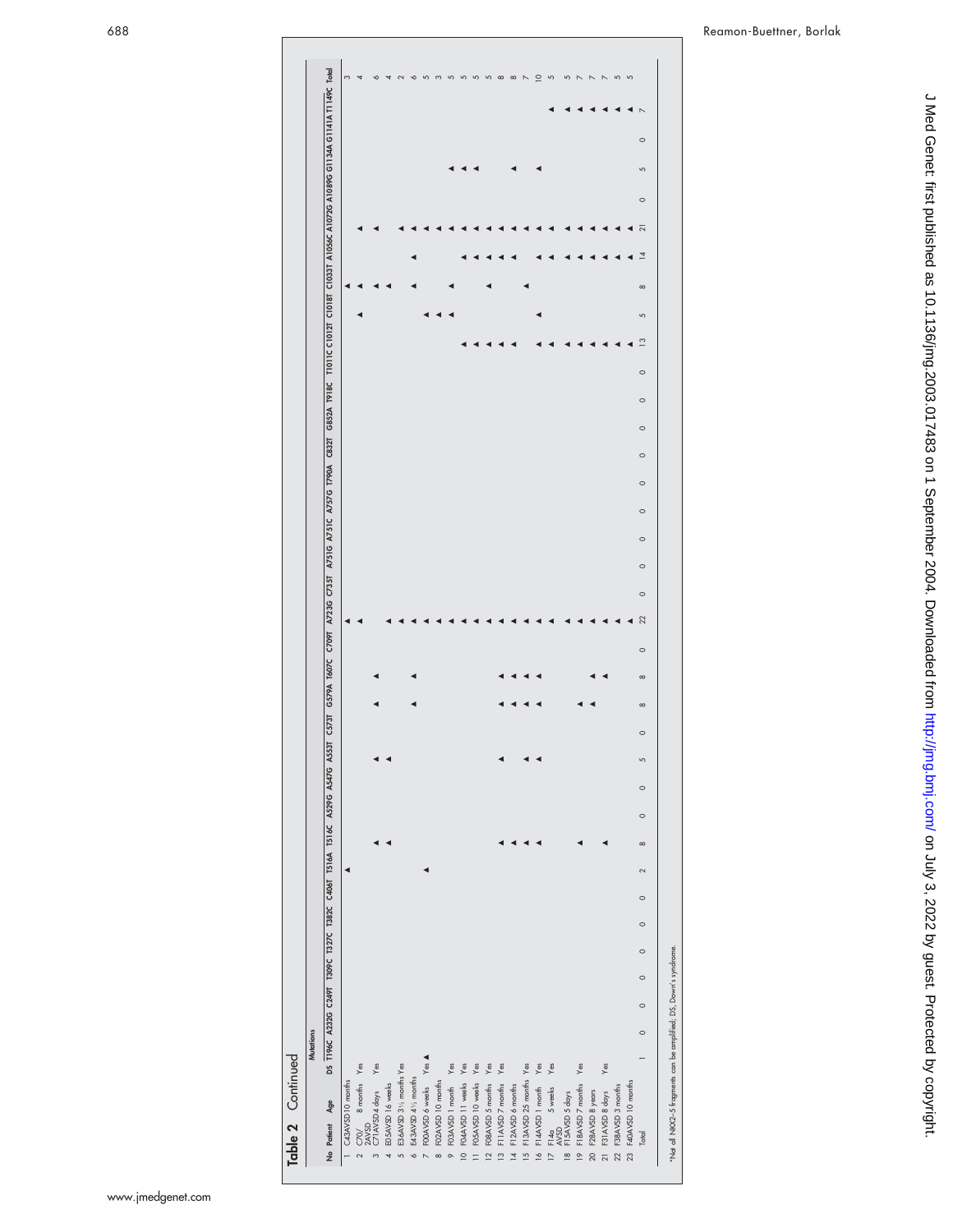**Table 2** Continued

| No | Patient | Age | DS | T196C | A222G | C249T | T309C | T327C | T382C | C406T | T516A | T516C | A529G | A547G | A553T | C573T | G579A | T607C | C709T | A723G | C735T | A751G | A751C | A757G | T790A | C832T | G852A | T918C | T1011C | C1012T | C1018T | C1033T | A1056C | A1072G | A1089G | G1134A | G1141A | T1149C | Total |
|---|---|---|---|---|---|---|---|---|---|---|---|---|---|---|---|---|---|---|---|---|---|---|---|---|---|---|---|---|---|---|---|---|---|---|---|---|---|---|---|
| | | | | Mutations | | | | | | | | | | | | | | | | | | | | | | | | | | | | | | | | | | | |
| 1 | C43AVSD | 10 months | | | | | | | | | ▲ | | | | | | | | | ▲ | | | | | | | | | | | | ▲ | | | | | | | 3 |
| 2 | C70/2AVSD | 8 months | Yes | | | | | | | | | | | | | | | | | ▲ | | | | | | | | | | | ▲ | ▲ | | ▲ | | | | | 4 |
| 3 | C71AVSD | 4 days | Yes | | | | | | | | | ▲ | | | ▲ | | ▲ | ▲ | | | | | | | | | | | | | | ▲ | | ▲ | | | | | 6 |
| 4 | E05AVSD | 16 weeks | | | | | | | | | | ▲ | | | ▲ | | | | | ▲ | | | | | | | | | | | | ▲ | | | | | | | 4 |
| 5 | E36AVSD | 3½ months | Yes | | | | | | | | | | | | | | | | | ▲ | | | | | | | | | | | | ▲ | | | | | | | 2 |
| 6 | E43AVSD | 4½ months | | | | | | | | | | | | | | | ▲ | ▲ | | ▲ | | | | | | | | | | | | ▲ | ▲ | ▲ | | | | | 6 |
| 7 | F00AVSD | 6 weeks | Yes | ▲ | | | | | | | ▲ | | | | | | | | | ▲ | | | | | | | | | | | ▲ | | | ▲ | | | | | 5 |
| 8 | F02AVSD | 10 months | | | | | | | | | | | | | | | | | | ▲ | | | | | | | | | | | ▲ | | | ▲ | | | | | 3 |
| 9 | F03AVSD | 1 month | Yes | | | | | | | | | | | | | | | | | ▲ | | | | | | | | | | | ▲ | ▲ | | ▲ | | ▲ | | | 5 |
| 10 | F04AVSD | 11 weeks | Yes | | | | | | | | | | | | | | | | | ▲ | | | | | | | | | | ▲ | | | ▲ | ▲ | | ▲ | | | 5 |
| 11 | F05AVSD | 10 weeks | Yes | | | | | | | | | | | | | | | | | ▲ | | | | | | | | | | ▲ | | | ▲ | ▲ | | ▲ | | | 5 |
| 12 | F08AVSD | 5 months | Yes | | | | | | | | | | | | | | | | | ▲ | | | | | | | | | | ▲ | | ▲ | ▲ | ▲ | | | | | 5 |
| 13 | F11AVSD | 7 months | Yes | | | | | | | | | ▲ | | | ▲ | | ▲ | ▲ | | ▲ | | | | | | | | | | ▲ | | | ▲ | ▲ | | | | | 8 |
| 14 | F12AVSD | 6 months | | | | | | | | | | ▲ | | | | | ▲ | ▲ | | ▲ | | | | | | | | | | ▲ | | | ▲ | ▲ | | ▲ | | | 8 |
| 15 | F13AVSD | 25 months | Yes | | | | | | | | | ▲ | | | ▲ | | ▲ | ▲ | | ▲ | | | | | | | | | | | | ▲ | | ▲ | | | | | 7 |
| 16 | F14AVSD | 1 month | Yes | | | | | | | | | ▲ | | | ▲ | | ▲ | ▲ | | ▲ | | | | | | | | | | ▲ | ▲ | | ▲ | ▲ | | ▲ | | | 10 |
| 17 | F14a AVSD | 5 weeks | Yes | | | | | | | | | | | | | | | | | ▲ | | | | | | | | | | ▲ | | | ▲ | ▲ | | | | ▲ | 5 |
| 18 | F15AVSD | 5 days | | | | | | | | | | | | | | | | | | ▲ | | | | | | | | | | ▲ | | | ▲ | ▲ | | | | ▲ | 5 |
| 19 | F18AVSD | 7 months | Yes | | | | | | | | | ▲ | | | | | ▲ | | | ▲ | | | | | | | | | | ▲ | | | ▲ | ▲ | | | | ▲ | 7 |
| 20 | F28AVSD | 8 years | | | | | | | | | | | | | | | ▲ | ▲ | | ▲ | | | | | | | | | | ▲ | | | ▲ | ▲ | | | | ▲ | 7 |
| 21 | F31AVSD | 8 days | Yes | | | | | | | | | ▲ | | | | | | ▲ | | ▲ | | | | | | | | | | ▲ | | | ▲ | ▲ | | | | ▲ | 7 |
| 22 | F38AVSD | 3 months | | | | | | | | | | | | | | | | | | ▲ | | | | | | | | | | ▲ | | | ▲ | ▲ | | | | ▲ | 5 |
| 23 | F40AVSD | 10 months | | | | | | | | | | | | | | | | | | ▲ | | | | | | | | | | ▲ | | | ▲ | ▲ | | | | ▲ | 5 |
| Total | | | | 1 | 0 | 0 | 0 | 0 | 0 | 0 | 2 | 8 | 0 | 0 | 5 | 0 | 8 | 8 | 0 | 22 | 0 | 0 | 0 | 0 | 0 | 0 | 0 | 0 | 0 | 13 | 5 | 8 | 14 | 21 | 0 | 5 | 0 | 7 | |

*Not all NKX2–5 fragments can be amplified; DS, Down's syndrome.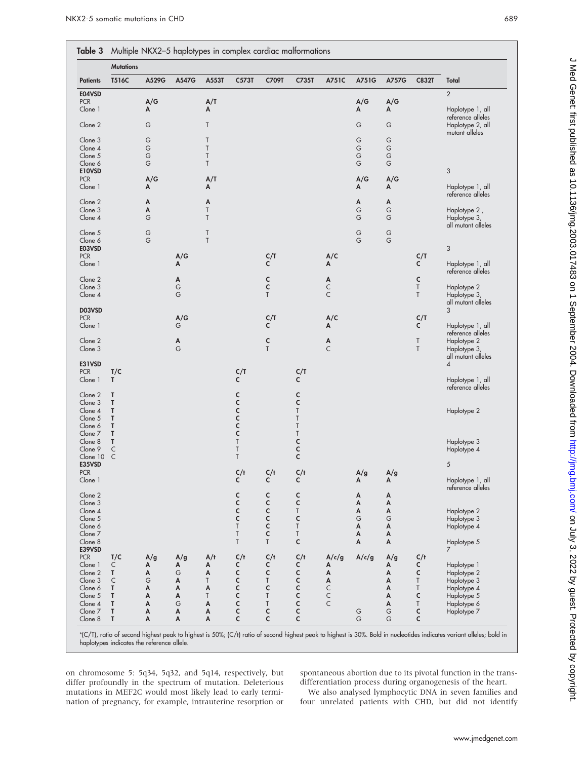**Table 3** Multiple NKX2–5 haplotypes in complex cardiac malformations

| | Mutations | | | | | | | | | | | |
|---|---|---|---|---|---|---|---|---|---|---|---|---|
| **Patients** | **T516C** | **A529G** | **A547G** | **A553T** | **C573T** | **C709T** | **C735T** | **A751C** | **A751G** | **A757G** | **C832T** | **Total** |
| **E04VSD** | | | | | | | | | | | | 2 |
| PCR | | **A/G** | | **A/T** | | | | | **A/G** | **A/G** | | |
| Clone 1 | | **A** | | **A** | | | | | **A** | **A** | | Haplotype 1, all reference alleles |
| Clone 2 | | G | | T | | | | | G | G | | Haplotype 2, all mutant alleles |
| Clone 3 | | G | | T | | | | | G | G | | |
| Clone 4 | | G | | T | | | | | G | G | | |
| Clone 5 | | G | | T | | | | | G | G | | |
| Clone 6 | | G | | T | | | | | G | G | | |
| **E10VSD** | | | | | | | | | | | | 3 |
| PCR | | **A/G** | | **A/T** | | | | | **A/G** | **A/G** | | |
| Clone 1 | | **A** | | **A** | | | | | **A** | **A** | | Haplotype 1, all reference alleles |
| Clone 2 | | **A** | | **A** | | | | | **A** | **A** | | |
| Clone 3 | | **A** | | T | | | | | G | G | | Haplotype 2 , |
| Clone 4 | | G | | T | | | | | G | G | | Haplotype 3, all mutant alleles |
| Clone 5 | | G | | T | | | | | G | G | | |
| Clone 6 | | G | | T | | | | | G | G | | |
| **E03VSD** | | | | | | | | | | | | 3 |
| PCR | | | **A/G** | | | **C/T** | | **A/C** | | | **C/T** | |
| Clone 1 | | | **A** | | | **C** | | **A** | | | **C** | Haplotype 1, all reference alleles |
| Clone 2 | | | **A** | | | **C** | | **A** | | | **C** | |
| Clone 3 | | | G | | | **C** | | C | | | T | Haplotype 2 |
| Clone 4 | | | G | | | T | | C | | | T | Haplotype 3, all mutant alleles |
| **D03VSD** | | | | | | | | | | | | 3 |
| PCR | | | **A/G** | | | **C/T** | | **A/C** | | | **C/T** | |
| Clone 1 | | | G | | | **C** | | **A** | | | **C** | Haplotype 1, all reference alleles |
| Clone 2 | | | **A** | | | **C** | | **A** | | | T | Haplotype 2 |
| Clone 3 | | | G | | | T | | C | | | T | Haplotype 3, all mutant alleles |
| **E31VSD** | | | | | | | | | | | | 4 |
| PCR | **T/C** | | | | **C/T** | | **C/T** | | | | | |
| Clone 1 | **T** | | | | **C** | | **C** | | | | | Haplotype 1, all reference alleles |
| Clone 2 | **T** | | | | **C** | | **C** | | | | | |
| Clone 3 | **T** | | | | **C** | | **C** | | | | | |
| Clone 4 | **T** | | | | **C** | | T | | | | | Haplotype 2 |
| Clone 5 | **T** | | | | **C** | | T | | | | | |
| Clone 6 | **T** | | | | **C** | | T | | | | | |
| Clone 7 | **T** | | | | **C** | | T | | | | | |
| Clone 8 | **T** | | | | T | | **C** | | | | | Haplotype 3 |
| Clone 9 | C | | | | T | | **C** | | | | | Haplotype 4 |
| Clone 10 | C | | | | T | | **C** | | | | | |
| **E35VSD** | | | | | | | | | | | | 5 |
| PCR | | | | | **C/t** | **C/t** | **C/t** | | **A/g** | **A/g** | | |
| Clone 1 | | | | | **C** | **C** | **C** | | **A** | **A** | | Haplotype 1, all reference alleles |
| Clone 2 | | | | | **C** | **C** | **C** | | **A** | **A** | | |
| Clone 3 | | | | | **C** | **C** | **C** | | **A** | **A** | | |
| Clone 4 | | | | | **C** | **C** | T | | **A** | **A** | | Haplotype 2 |
| Clone 5 | | | | | **C** | **C** | **C** | | G | G | | Haplotype 3 |
| Clone 6 | | | | | T | **C** | T | | **A** | **A** | | Haplotype 4 |
| Clone 7 | | | | | T | **C** | T | | **A** | **A** | | |
| Clone 8 | | | | | T | T | **C** | | **A** | **A** | | Haplotype 5 |
| **E39VSD** | | | | | | | | | | | | 7 |
| PCR | **T/C** | **A/g** | **A/g** | **A/t** | **C/t** | **C/t** | **C/t** | **A/c/g** | **A/c/g** | **A/g** | **C/t** | |
| Clone 1 | C | **A** | **A** | **A** | **C** | **C** | **C** | **A** | | **A** | **C** | Haplotype 1 |
| Clone 2 | **T** | **A** | G | **A** | **C** | **C** | **C** | **A** | | **A** | **C** | Haplotype 2 |
| Clone 3 | C | G | **A** | T | **C** | T | **C** | **A** | | **A** | T | Haplotype 3 |
| Clone 6 | **T** | **A** | **A** | **A** | **C** | **C** | **C** | C | | **A** | T | Haplotype 4 |
| Clone 5 | **T** | **A** | **A** | T | **C** | T | **C** | C | | **A** | **C** | Haplotype 5 |
| Clone 4 | **T** | **A** | G | **A** | **C** | T | **C** | C | | **A** | T | Haplotype 6 |
| Clone 7 | **T** | **A** | **A** | **A** | **C** | **C** | **C** | | G | G | **C** | Haplotype 7 |
| Clone 8 | **T** | **A** | **A** | **A** | **C** | **C** | **C** | | G | G | **C** | |

*(C/T), ratio of second highest peak to highest is 50%; (C/t) ratio of second highest peak to highest is 30%. Bold in nucleotides indicates variant alleles; bold in haplotypes indicates the reference allele.

on chromosome 5: 5q34, 5q32, and 5q14, respectively, but differ profoundly in the spectrum of mutation. Deleterious mutations in MEF2C would most likely lead to early termination of pregnancy, for example, intrauterine resorption or spontaneous abortion due to its pivotal function in the transdifferentiation process during organogenesis of the heart.

We also analysed lymphocytic DNA in seven families and four unrelated patients with CHD, but did not identify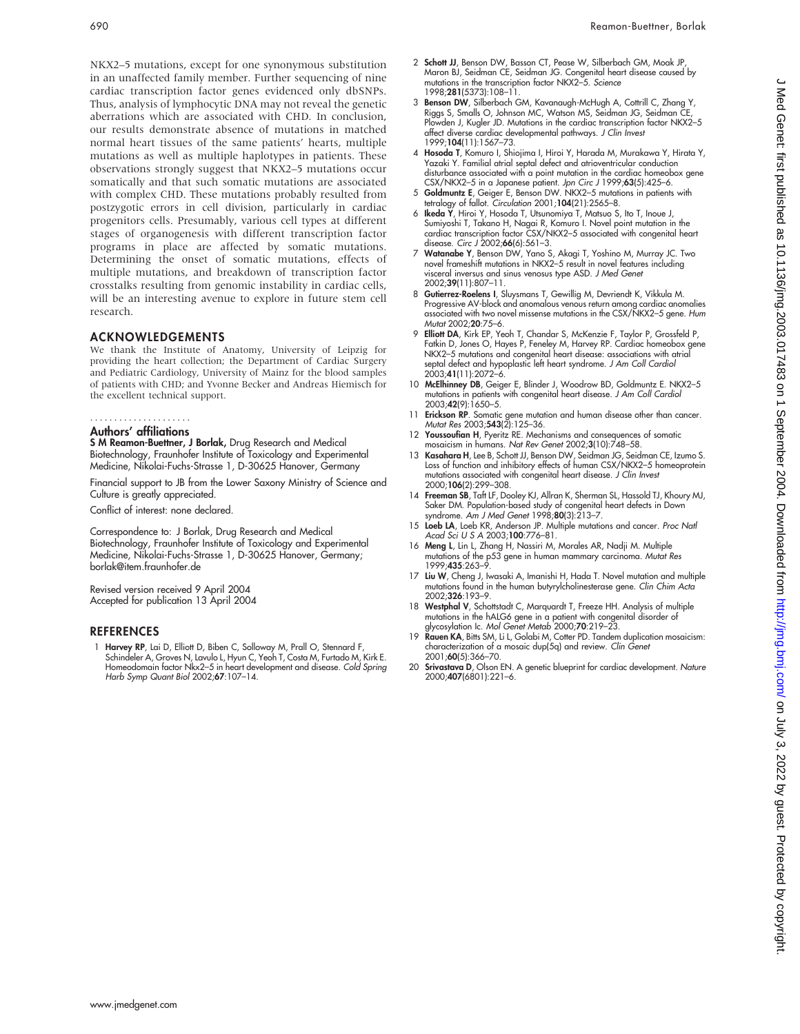NKX2–5 mutations, except for one synonymous substitution in an unaffected family member. Further sequencing of nine cardiac transcription factor genes evidenced only dbSNPs. Thus, analysis of lymphocytic DNA may not reveal the genetic aberrations which are associated with CHD. In conclusion, our results demonstrate absence of mutations in matched normal heart tissues of the same patients' hearts, multiple mutations as well as multiple haplotypes in patients. These observations strongly suggest that NKX2–5 mutations occur somatically and that such somatic mutations are associated with complex CHD. These mutations probably resulted from postzygotic errors in cell division, particularly in cardiac progenitors cells. Presumably, various cell types at different stages of organogenesis with different transcription factor programs in place are affected by somatic mutations. Determining the onset of somatic mutations, effects of multiple mutations, and breakdown of transcription factor crosstalks resulting from genomic instability in cardiac cells, will be an interesting avenue to explore in future stem cell research.

## ACKNOWLEDGEMENTS

We thank the Institute of Anatomy, University of Leipzig for providing the heart collection; the Department of Cardiac Surgery and Pediatric Cardiology, University of Mainz for the blood samples of patients with CHD; and Yvonne Becker and Andreas Hiemisch for the excellent technical support.

### Authors' affiliations

**S M Reamon-Buettner, J Borlak,** Drug Research and Medical Biotechnology, Fraunhofer Institute of Toxicology and Experimental Medicine, Nikolai-Fuchs-Strasse 1, D-30625 Hanover, Germany

Financial support to JB from the Lower Saxony Ministry of Science and Culture is greatly appreciated.

Conflict of interest: none declared.

Correspondence to: J Borlak, Drug Research and Medical Biotechnology, Fraunhofer Institute of Toxicology and Experimental Medicine, Nikolai-Fuchs-Strasse 1, D-30625 Hanover, Germany; borlak@item.fraunhofer.de

Revised version received 9 April 2004
Accepted for publication 13 April 2004

## REFERENCES

1. **Harvey RP**, Lai D, Elliott D, Biben C, Solloway M, Prall O, Stennard F, Schindeler A, Groves N, Lavulo L, Hyun C, Yeoh T, Costa M, Furtado M, Kirk E. Homeodomain factor Nkx2–5 in heart development and disease. *Cold Spring Harb Symp Quant Biol* 2002;**67**:107–14.
2. **Schott JJ**, Benson DW, Basson CT, Pease W, Silberbach GM, Moak JP, Maron BJ, Seidman CE, Seidman JG. Congenital heart disease caused by mutations in the transcription factor NKX2–5. *Science* 1998;**281**(5373):108–11.
3. **Benson DW**, Silberbach GM, Kavanaugh-McHugh A, Cottrill C, Zhang Y, Riggs S, Smalls O, Johnson MC, Watson MS, Seidman JG, Seidman CE, Plowden J, Kugler JD. Mutations in the cardiac transcription factor NKX2–5 affect diverse cardiac developmental pathways. *J Clin Invest* 1999;**104**(11):1567–73.
4. **Hosoda T**, Komuro I, Shiojima I, Hiroi Y, Harada M, Murakawa Y, Hirata Y, Yazaki Y. Familial atrial septal defect and atrioventricular conduction disturbance associated with a point mutation in the cardiac homeobox gene CSX/NKX2–5 in a Japanese patient. *Jpn Circ J* 1999;**63**(5):425–6.
5. **Goldmuntz E**, Geiger E, Benson DW. NKX2–5 mutations in patients with tetralogy of fallot. *Circulation* 2001;**104**(21):2565–8.
6. **Ikeda Y**, Hiroi Y, Hosoda T, Utsunomiya T, Matsuo S, Ito T, Inoue J, Sumiyoshi T, Takano H, Nagai R, Komuro I. Novel point mutation in the cardiac transcription factor CSX/NKX2–5 associated with congenital heart disease. *Circ J* 2002;**66**(6):561–3.
7. **Watanabe Y**, Benson DW, Yano S, Akagi T, Yoshino M, Murray JC. Two novel frameshift mutations in NKX2–5 result in novel features including visceral inversus and sinus venosus type ASD. *J Med Genet* 2002;**39**(11):807–11.
8. **Gutierrez-Roelens I**, Sluysmans T, Gewillig M, Devriendt K, Vikkula M. Progressive AV-block and anomalous venous return among cardiac anomalies associated with two novel missense mutations in the CSX/NKX2–5 gene. *Hum Mutat* 2002;**20**:75–6.
9. **Elliott DA**, Kirk EP, Yeoh T, Chandar S, McKenzie F, Taylor P, Grossfeld P, Fatkin D, Jones O, Hayes P, Feneley M, Harvey RP. Cardiac homeobox gene NKX2–5 mutations and congenital heart disease: associations with atrial septal defect and hypoplastic left heart syndrome. *J Am Coll Cardiol* 2003;**41**(11):2072–6.
10. **McElhinney DB**, Geiger E, Blinder J, Woodrow BD, Goldmuntz E. NKX2–5 mutations in patients with congenital heart disease. *J Am Coll Cardiol* 2003;**42**(9):1650–5.
11. **Erickson RP**. Somatic gene mutation and human disease other than cancer. *Mutat Res* 2003;**543**(2):125–36.
12. **Youssoufian H**, Pyeritz RE. Mechanisms and consequences of somatic mosaicism in humans. *Nat Rev Genet* 2002;**3**(10):748–58.
13. **Kasahara H**, Lee B, Schott JJ, Benson DW, Seidman JG, Seidman CE, Izumo S. Loss of function and inhibitory effects of human CSX/NKX2–5 homeoprotein mutations associated with congenital heart disease. *J Clin Invest* 2000;**106**(2):299–308.
14. **Freeman SB**, Taft LF, Dooley KJ, Allran K, Sherman SL, Hassold TJ, Khoury MJ, Saker DM. Population-based study of congenital heart defects in Down syndrome. *Am J Med Genet* 1998;**80**(3):213–7.
15. **Loeb LA**, Loeb KR, Anderson JP. Multiple mutations and cancer. *Proc Natl Acad Sci U S A* 2003;**100**:776–81.
16. **Meng L**, Lin L, Zhang H, Nassiri M, Morales AR, Nadji M. Multiple mutations of the p53 gene in human mammary carcinoma. *Mutat Res* 1999;**435**:263–9.
17. **Liu W**, Cheng J, Iwasaki A, Imanishi H, Hada T. Novel mutation and multiple mutations found in the human butyrylcholinesterase gene. *Clin Chim Acta* 2002;**326**:193–9.
18. **Westphal V**, Schottstadt C, Marquardt T, Freeze HH. Analysis of multiple mutations in the hALG6 gene in a patient with congenital disorder of glycosylation Ic. *Mol Genet Metab* 2000;**70**:219–23.
19. **Rauen KA**, Bitts SM, Li L, Golabi M, Cotter PD. Tandem duplication mosaicism: characterization of a mosaic dup(5q) and review. *Clin Genet* 2001;**60**(5):366–70.
20. **Srivastava D**, Olson EN. A genetic blueprint for cardiac development. *Nature* 2000;**407**(6801):221–6.